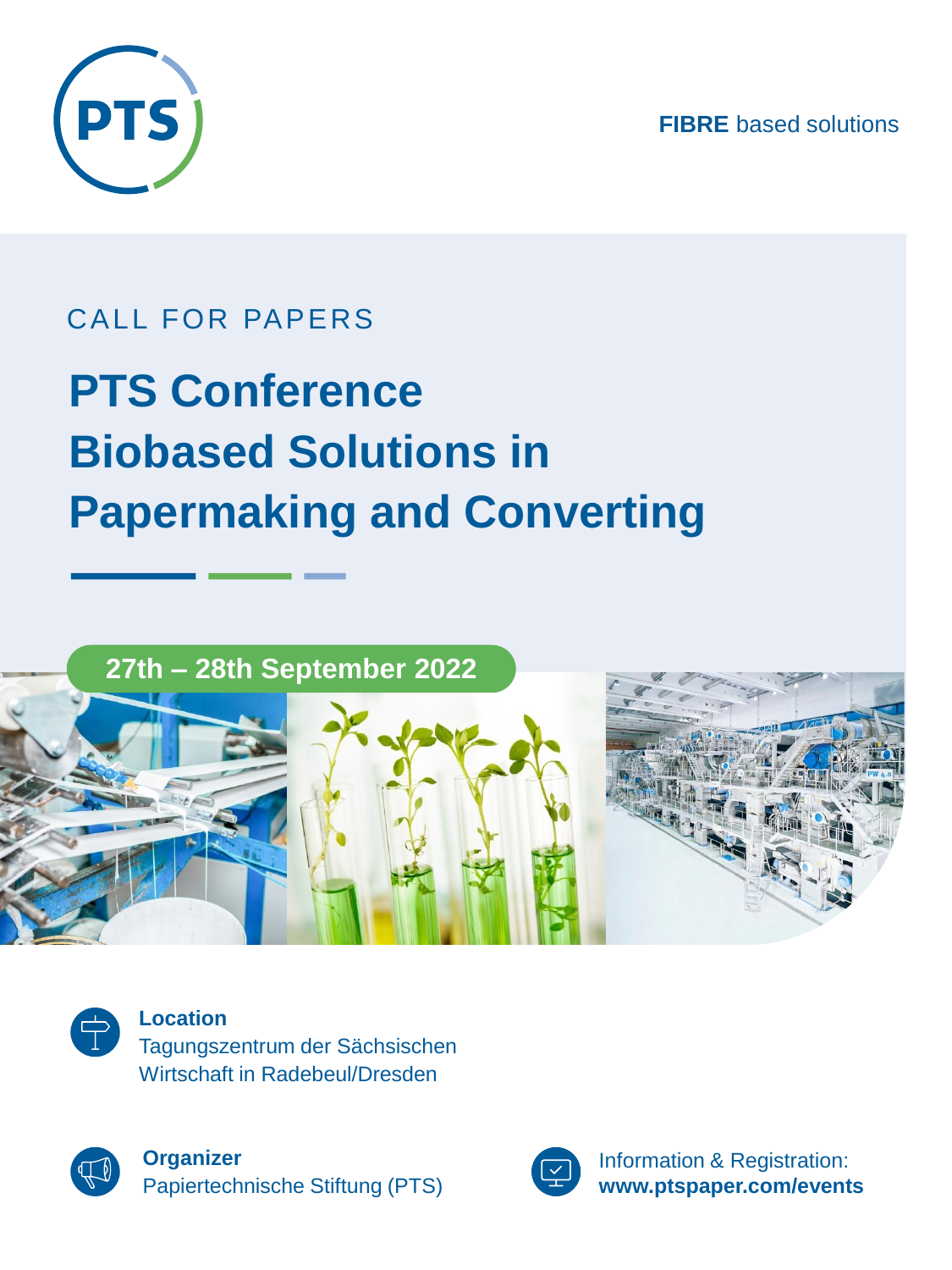PTS

FIBRE based solutions

CALL FOR PAPERS

# PTS Conference Biobased Solutions in Papermaking and Converting

**27th – 28th September 2022**

**Location**
Tagungszentrum der Sächsischen Wirtschaft in Radebeul/Dresden

**Organizer**
Papiertechnische Stiftung (PTS)

Information & Registration:
**www.ptspaper.com/events**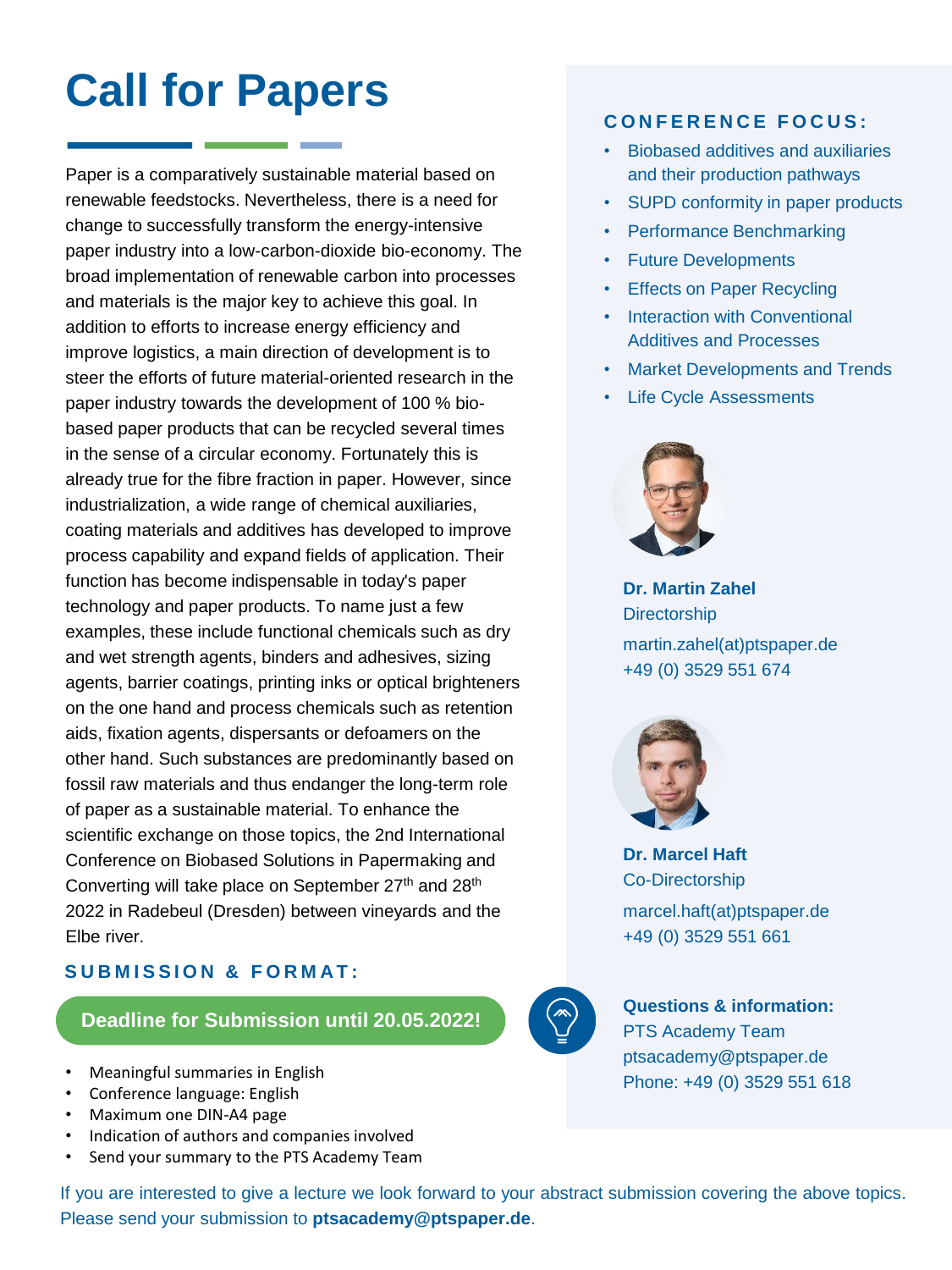# Call for Papers

Paper is a comparatively sustainable material based on renewable feedstocks. Nevertheless, there is a need for change to successfully transform the energy-intensive paper industry into a low-carbon-dioxide bio-economy. The broad implementation of renewable carbon into processes and materials is the major key to achieve this goal. In addition to efforts to increase energy efficiency and improve logistics, a main direction of development is to steer the efforts of future material-oriented research in the paper industry towards the development of 100 % bio-based paper products that can be recycled several times in the sense of a circular economy. Fortunately this is already true for the fibre fraction in paper. However, since industrialization, a wide range of chemical auxiliaries, coating materials and additives has developed to improve process capability and expand fields of application. Their function has become indispensable in today's paper technology and paper products. To name just a few examples, these include functional chemicals such as dry and wet strength agents, binders and adhesives, sizing agents, barrier coatings, printing inks or optical brighteners on the one hand and process chemicals such as retention aids, fixation agents, dispersants or defoamers on the other hand. Such substances are predominantly based on fossil raw materials and thus endanger the long-term role of paper as a sustainable material. To enhance the scientific exchange on those topics, the 2nd International Conference on Biobased Solutions in Papermaking and Converting will take place on September 27th and 28th 2022 in Radebeul (Dresden) between vineyards and the Elbe river.

## SUBMISSION & FORMAT:

**Deadline for Submission until 20.05.2022!**

- Meaningful summaries in English
- Conference language: English
- Maximum one DIN-A4 page
- Indication of authors and companies involved
- Send your summary to the PTS Academy Team

## CONFERENCE FOCUS:

- Biobased additives and auxiliaries and their production pathways
- SUPD conformity in paper products
- Performance Benchmarking
- Future Developments
- Effects on Paper Recycling
- Interaction with Conventional Additives and Processes
- Market Developments and Trends
- Life Cycle Assessments

**Dr. Martin Zahel**
Directorship
martin.zahel(at)ptspaper.de
+49 (0) 3529 551 674

**Dr. Marcel Haft**
Co-Directorship
marcel.haft(at)ptspaper.de
+49 (0) 3529 551 661

**Questions & information:**
PTS Academy Team
ptsacademy@ptspaper.de
Phone: +49 (0) 3529 551 618

If you are interested to give a lecture we look forward to your abstract submission covering the above topics. Please send your submission to **ptsacademy@ptspaper.de**.